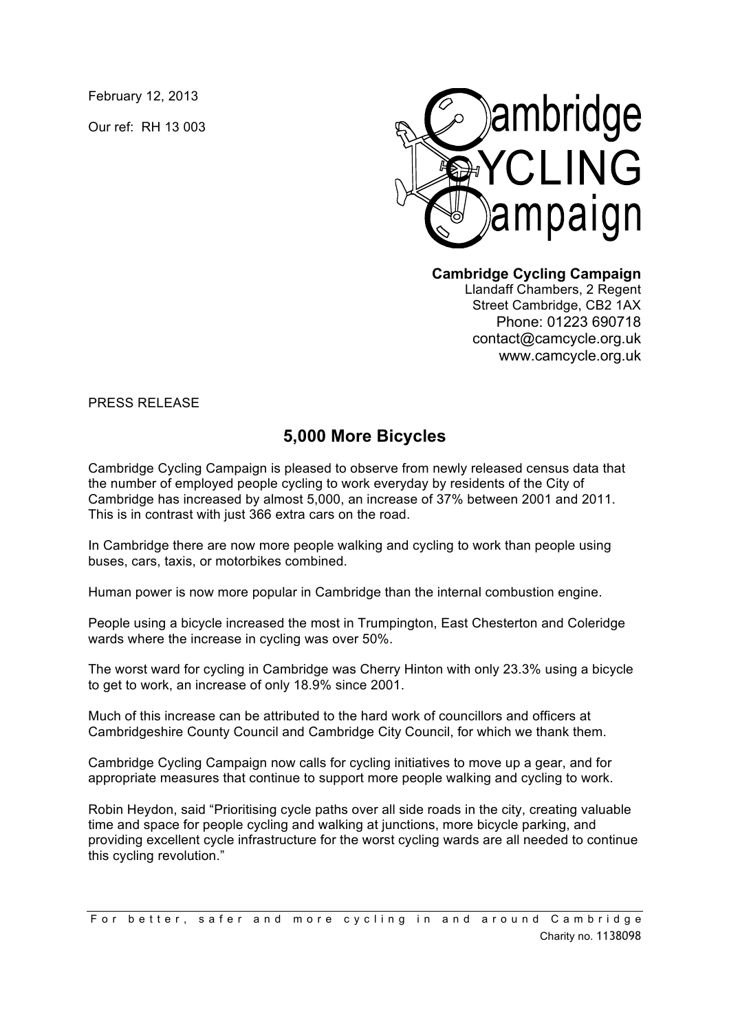February 12, 2013

Our ref: RH 13 003

**Cambridge Cycling Campaign**
Llandaff Chambers, 2 Regent
Street Cambridge, CB2 1AX
Phone: 01223 690718
contact@camcycle.org.uk
www.camcycle.org.uk

PRESS RELEASE

## 5,000 More Bicycles

Cambridge Cycling Campaign is pleased to observe from newly released census data that the number of employed people cycling to work everyday by residents of the City of Cambridge has increased by almost 5,000, an increase of 37% between 2001 and 2011. This is in contrast with just 366 extra cars on the road.

In Cambridge there are now more people walking and cycling to work than people using buses, cars, taxis, or motorbikes combined.

Human power is now more popular in Cambridge than the internal combustion engine.

People using a bicycle increased the most in Trumpington, East Chesterton and Coleridge wards where the increase in cycling was over 50%.

The worst ward for cycling in Cambridge was Cherry Hinton with only 23.3% using a bicycle to get to work, an increase of only 18.9% since 2001.

Much of this increase can be attributed to the hard work of councillors and officers at Cambridgeshire County Council and Cambridge City Council, for which we thank them.

Cambridge Cycling Campaign now calls for cycling initiatives to move up a gear, and for appropriate measures that continue to support more people walking and cycling to work.

Robin Heydon, said "Prioritising cycle paths over all side roads in the city, creating valuable time and space for people cycling and walking at junctions, more bicycle parking, and providing excellent cycle infrastructure for the worst cycling wards are all needed to continue this cycling revolution."

For better, safer and more cycling in and around Cambridge
Charity no. 1138098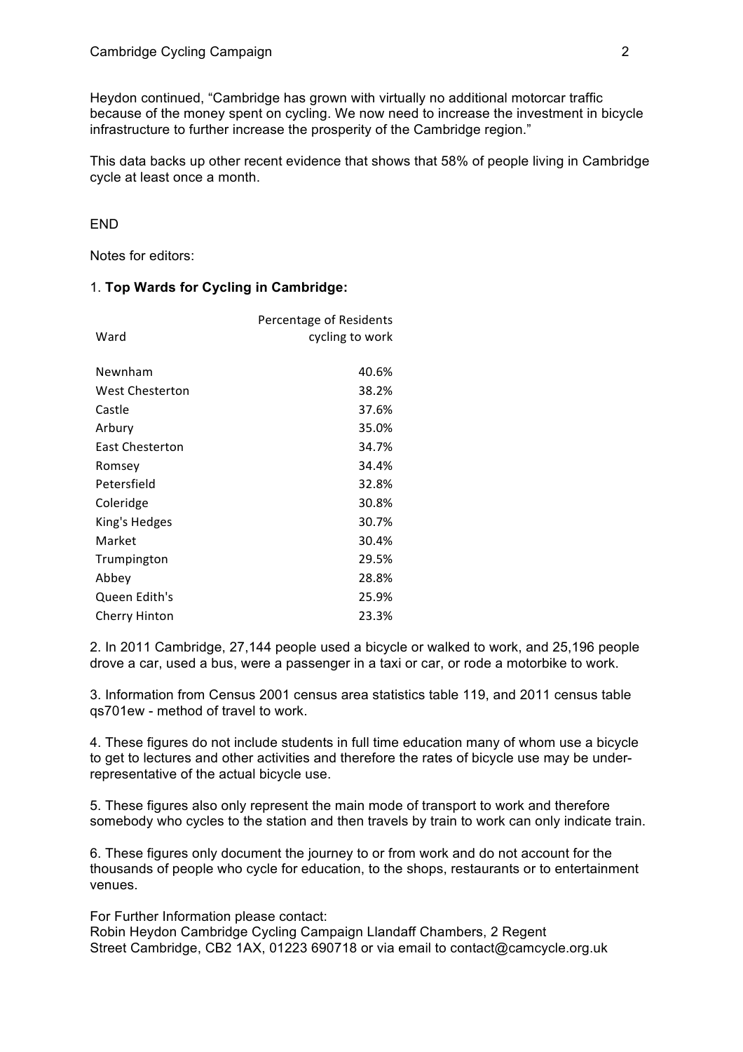Heydon continued, “Cambridge has grown with virtually no additional motorcar traffic because of the money spent on cycling. We now need to increase the investment in bicycle infrastructure to further increase the prosperity of the Cambridge region.”

This data backs up other recent evidence that shows that 58% of people living in Cambridge cycle at least once a month.

END

Notes for editors:

1. **Top Wards for Cycling in Cambridge:**

| Ward | Percentage of Residents cycling to work |
|---|---|
| Newnham | 40.6% |
| West Chesterton | 38.2% |
| Castle | 37.6% |
| Arbury | 35.0% |
| East Chesterton | 34.7% |
| Romsey | 34.4% |
| Petersfield | 32.8% |
| Coleridge | 30.8% |
| King's Hedges | 30.7% |
| Market | 30.4% |
| Trumpington | 29.5% |
| Abbey | 28.8% |
| Queen Edith's | 25.9% |
| Cherry Hinton | 23.3% |

2. In 2011 Cambridge, 27,144 people used a bicycle or walked to work, and 25,196 people drove a car, used a bus, were a passenger in a taxi or car, or rode a motorbike to work.

3. Information from Census 2001 census area statistics table 119, and 2011 census table qs701ew - method of travel to work.

4. These figures do not include students in full time education many of whom use a bicycle to get to lectures and other activities and therefore the rates of bicycle use may be under-representative of the actual bicycle use.

5. These figures also only represent the main mode of transport to work and therefore somebody who cycles to the station and then travels by train to work can only indicate train.

6. These figures only document the journey to or from work and do not account for the thousands of people who cycle for education, to the shops, restaurants or to entertainment venues.

For Further Information please contact:
Robin Heydon Cambridge Cycling Campaign Llandaff Chambers, 2 Regent Street Cambridge, CB2 1AX, 01223 690718 or via email to contact@camcycle.org.uk